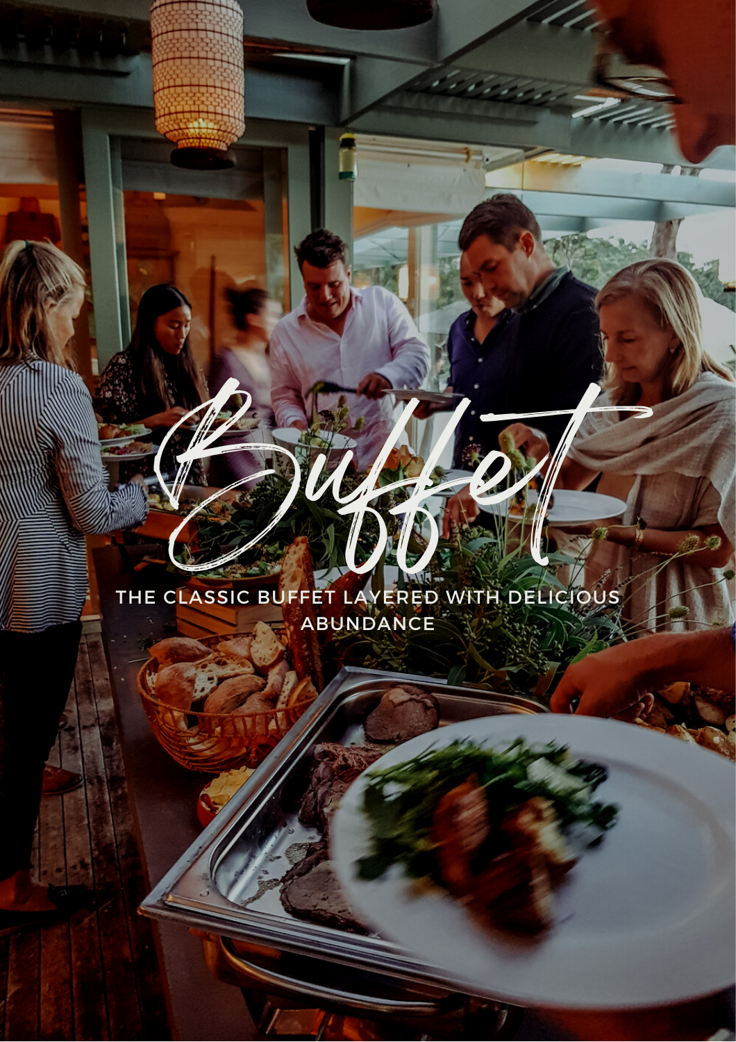# Buffet

THE CLASSIC BUFFET LAYERED WITH DELICIOUS ABUNDANCE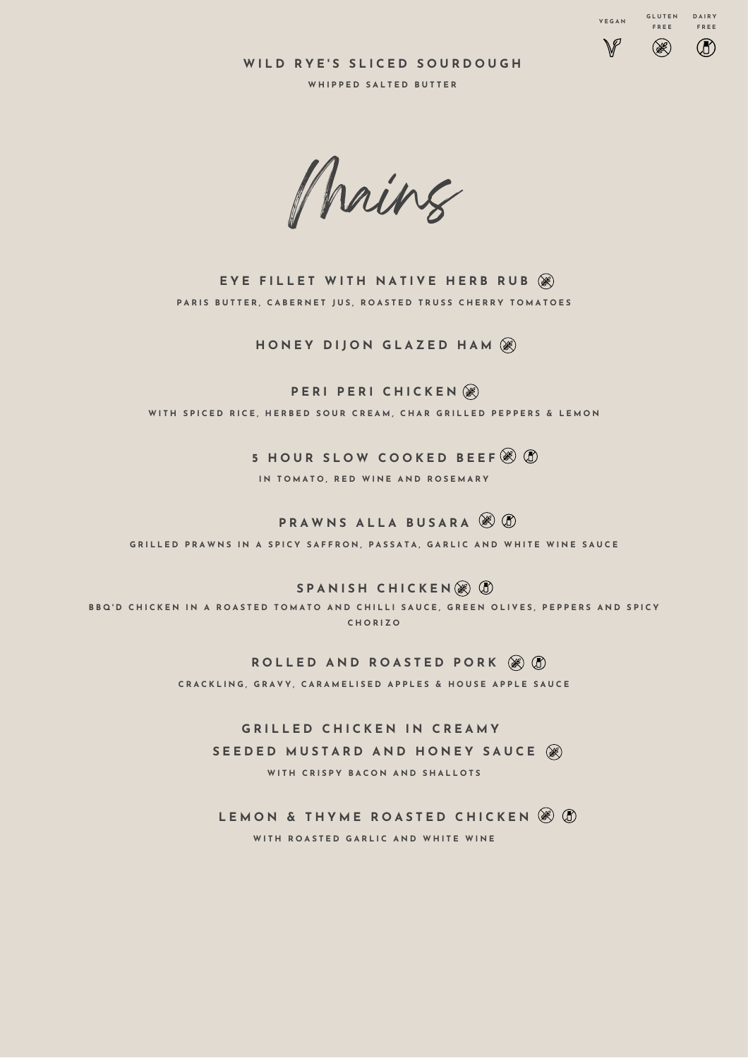VEGAN | GLUTEN FREE | DAIRY FREE

**WILD RYE'S SLICED SOURDOUGH**

WHIPPED SALTED BUTTER

# Mains

**EYE FILLET WITH NATIVE HERB RUB** (GF)

PARIS BUTTER, CABERNET JUS, ROASTED TRUSS CHERRY TOMATOES

**HONEY DIJON GLAZED HAM** (GF)

**PERI PERI CHICKEN** (GF)

WITH SPICED RICE, HERBED SOUR CREAM, CHAR GRILLED PEPPERS & LEMON

**5 HOUR SLOW COOKED BEEF** (GF) (DF)

IN TOMATO, RED WINE AND ROSEMARY

**PRAWNS ALLA BUSARA** (GF) (DF)

GRILLED PRAWNS IN A SPICY SAFFRON, PASSATA, GARLIC AND WHITE WINE SAUCE

**SPANISH CHICKEN** (GF) (DF)

BBQ'D CHICKEN IN A ROASTED TOMATO AND CHILLI SAUCE, GREEN OLIVES, PEPPERS AND SPICY CHORIZO

**ROLLED AND ROASTED PORK** (GF) (DF)

CRACKLING, GRAVY, CARAMELISED APPLES & HOUSE APPLE SAUCE

**GRILLED CHICKEN IN CREAMY SEEDED MUSTARD AND HONEY SAUCE** (GF)

WITH CRISPY BACON AND SHALLOTS

**LEMON & THYME ROASTED CHICKEN** (GF) (DF)

WITH ROASTED GARLIC AND WHITE WINE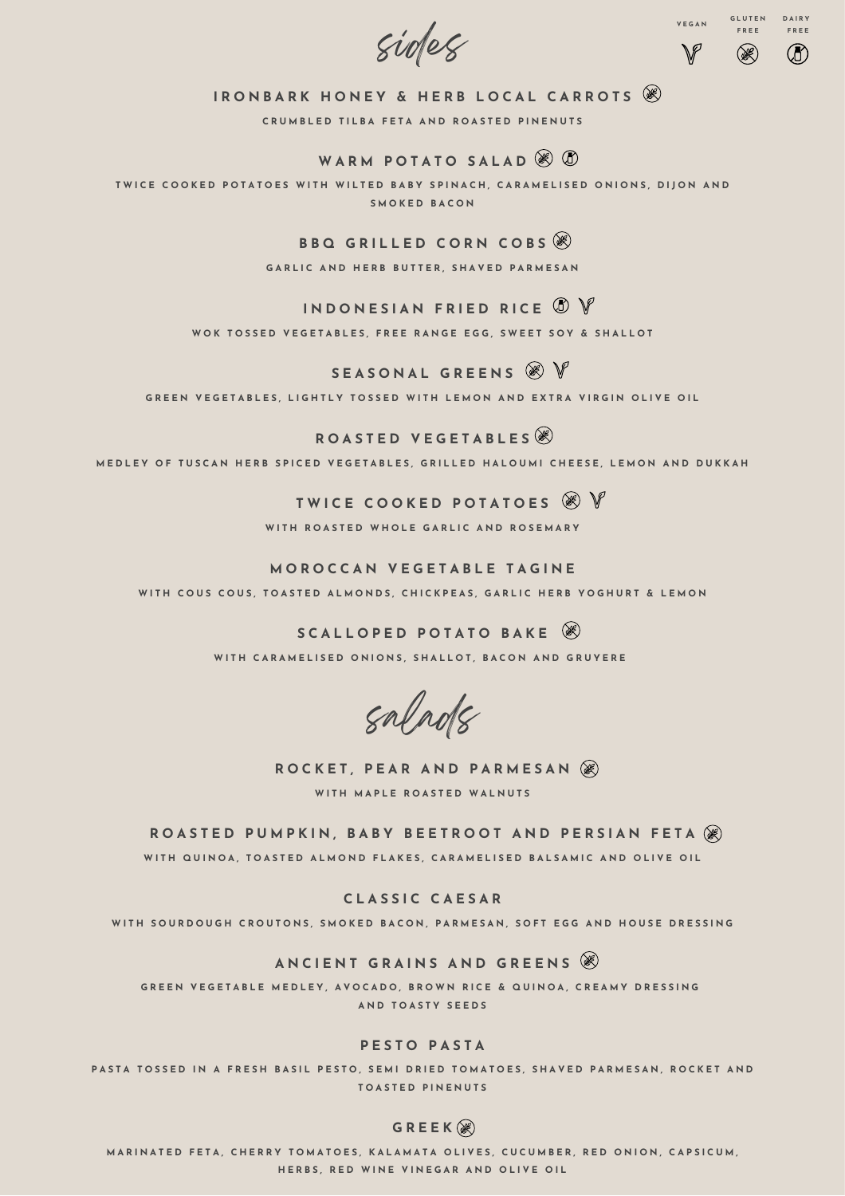# sides

VEGAN (V) | GLUTEN FREE (GF) | DAIRY FREE (DF)

## IRONBARK HONEY & HERB LOCAL CARROTS (GF)

CRUMBLED TILBA FETA AND ROASTED PINENUTS

## WARM POTATO SALAD (GF) (DF)

TWICE COOKED POTATOES WITH WILTED BABY SPINACH, CARAMELISED ONIONS, DIJON AND SMOKED BACON

## BBQ GRILLED CORN COBS (GF)

GARLIC AND HERB BUTTER, SHAVED PARMESAN

## INDONESIAN FRIED RICE (DF) (V)

WOK TOSSED VEGETABLES, FREE RANGE EGG, SWEET SOY & SHALLOT

## SEASONAL GREENS (GF) (V)

GREEN VEGETABLES, LIGHTLY TOSSED WITH LEMON AND EXTRA VIRGIN OLIVE OIL

## ROASTED VEGETABLES (GF)

MEDLEY OF TUSCAN HERB SPICED VEGETABLES, GRILLED HALOUMI CHEESE, LEMON AND DUKKAH

## TWICE COOKED POTATOES (GF) (V)

WITH ROASTED WHOLE GARLIC AND ROSEMARY

## MOROCCAN VEGETABLE TAGINE

WITH COUS COUS, TOASTED ALMONDS, CHICKPEAS, GARLIC HERB YOGHURT & LEMON

## SCALLOPED POTATO BAKE (GF)

WITH CARAMELISED ONIONS, SHALLOT, BACON AND GRUYERE

# salads

## ROCKET, PEAR AND PARMESAN (GF)

WITH MAPLE ROASTED WALNUTS

## ROASTED PUMPKIN, BABY BEETROOT AND PERSIAN FETA (GF)

WITH QUINOA, TOASTED ALMOND FLAKES, CARAMELISED BALSAMIC AND OLIVE OIL

## CLASSIC CAESAR

WITH SOURDOUGH CROUTONS, SMOKED BACON, PARMESAN, SOFT EGG AND HOUSE DRESSING

## ANCIENT GRAINS AND GREENS (GF)

GREEN VEGETABLE MEDLEY, AVOCADO, BROWN RICE & QUINOA, CREAMY DRESSING AND TOASTY SEEDS

## PESTO PASTA

PASTA TOSSED IN A FRESH BASIL PESTO, SEMI DRIED TOMATOES, SHAVED PARMESAN, ROCKET AND TOASTED PINENUTS

## GREEK (GF)

MARINATED FETA, CHERRY TOMATOES, KALAMATA OLIVES, CUCUMBER, RED ONION, CAPSICUM, HERBS, RED WINE VINEGAR AND OLIVE OIL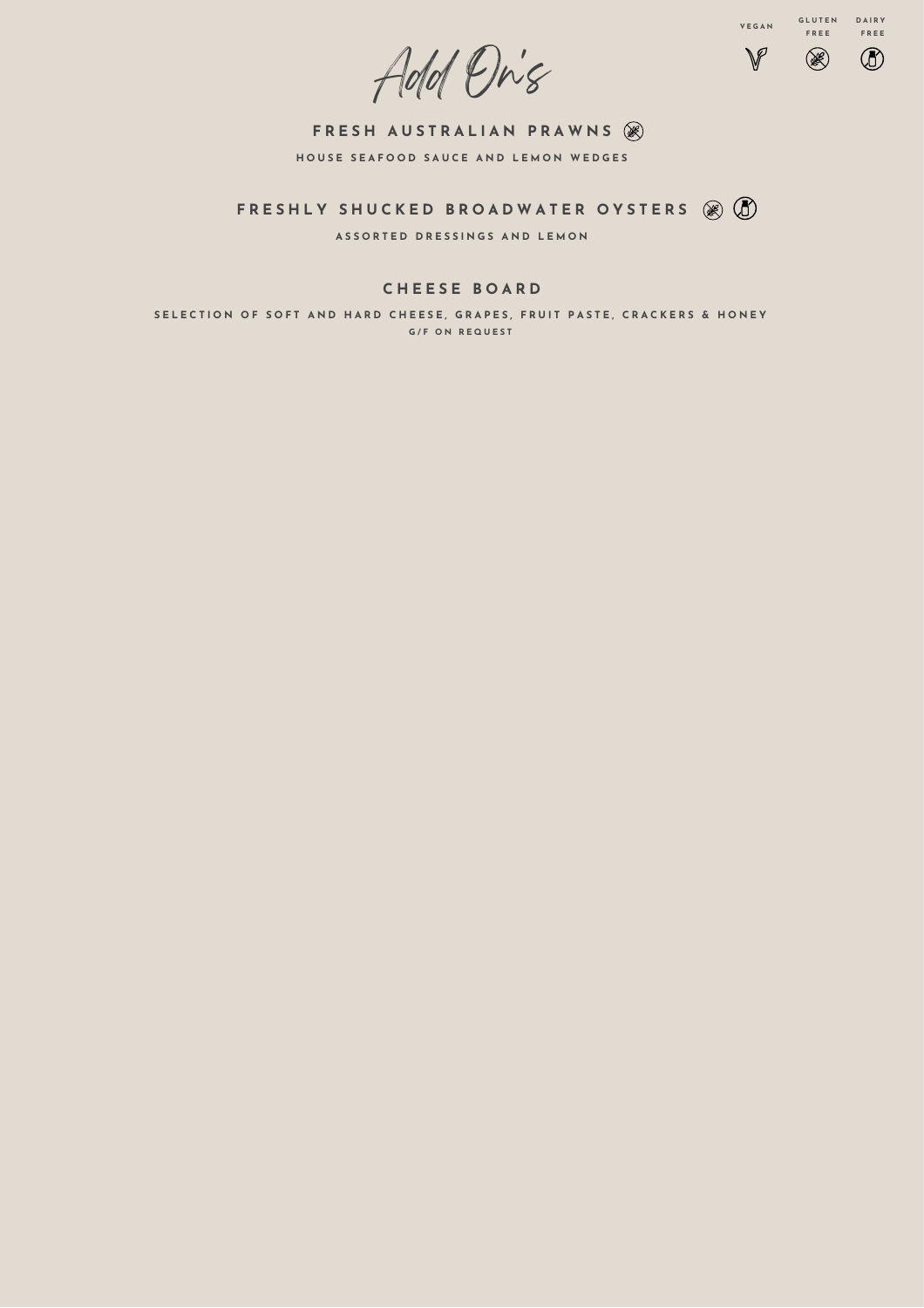VEGAN | GLUTEN FREE | DAIRY FREE

# Add On's

## FRESH AUSTRALIAN PRAWNS (GF)

HOUSE SEAFOOD SAUCE AND LEMON WEDGES

## FRESHLY SHUCKED BROADWATER OYSTERS (GF) (DF)

ASSORTED DRESSINGS AND LEMON

## CHEESE BOARD

SELECTION OF SOFT AND HARD CHEESE, GRAPES, FRUIT PASTE, CRACKERS & HONEY
G/F ON REQUEST